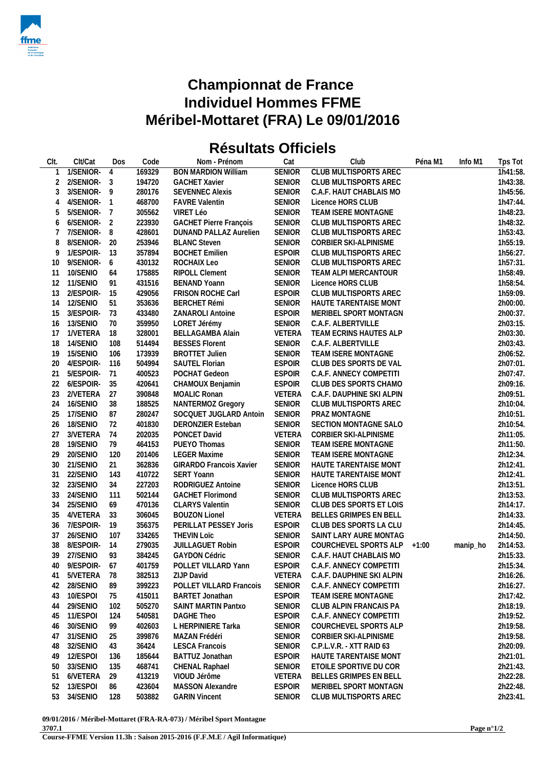# Championnat de France
# Individuel Hommes FFME
# Méribel-Mottaret (FRA) Le 09/01/2016

## Résultats Officiels

| Clt. | Clt/Cat | Dos | Code | Nom - Prénom | Cat | Club | Péna M1 | Info M1 | Tps Tot |
|---|---|---|---|---|---|---|---|---|---|
| 1 | 1/SENIOR- | 4 | 169329 | BON MARDION William | SENIOR | CLUB MULTISPORTS AREC | | | 1h41:58. |
| 2 | 2/SENIOR- | 3 | 194720 | GACHET Xavier | SENIOR | CLUB MULTISPORTS AREC | | | 1h43:38. |
| 3 | 3/SENIOR- | 9 | 280176 | SEVENNEC Alexis | SENIOR | C.A.F. HAUT CHABLAIS MO | | | 1h45:56. |
| 4 | 4/SENIOR- | 1 | 468700 | FAVRE Valentin | SENIOR | Licence HORS CLUB | | | 1h47:44. |
| 5 | 5/SENIOR- | 7 | 305562 | VIRET Léo | SENIOR | TEAM ISERE MONTAGNE | | | 1h48:23. |
| 6 | 6/SENIOR- | 2 | 223930 | GACHET Pierre François | SENIOR | CLUB MULTISPORTS AREC | | | 1h48:32. |
| 7 | 7/SENIOR- | 8 | 428601 | DUNAND PALLAZ Aurelien | SENIOR | CLUB MULTISPORTS AREC | | | 1h53:43. |
| 8 | 8/SENIOR- | 20 | 253946 | BLANC Steven | SENIOR | CORBIER SKI-ALPINISME | | | 1h55:19. |
| 9 | 1/ESPOIR- | 13 | 357894 | BOCHET Emilien | ESPOIR | CLUB MULTISPORTS AREC | | | 1h56:27. |
| 10 | 9/SENIOR- | 6 | 430152 | ROCHAIX Leo | SENIOR | CLUB MULTISPORTS AREC | | | 1h57:31. |
| 11 | 10/SENIO | 64 | 175885 | RIPOLL Clement | SENIOR | TEAM ALPI MERCANTOUR | | | 1h58:49. |
| 12 | 11/SENIO | 91 | 431516 | BENAND Yoann | SENIOR | Licence HORS CLUB | | | 1h58:54. |
| 13 | 2/ESPOIR- | 15 | 429056 | FRISON ROCHE Carl | ESPOIR | CLUB MULTISPORTS AREC | | | 1h59:09. |
| 14 | 12/SENIO | 51 | 353636 | BERCHET Rémi | SENIOR | HAUTE TARENTAISE MONT | | | 2h00:00. |
| 15 | 3/ESPOIR- | 73 | 433480 | ZANAROLI Antoine | ESPOIR | MERIBEL SPORT MONTAGN | | | 2h00:37. |
| 16 | 13/SENIO | 70 | 359950 | LORET Jérémy | SENIOR | C.A.F. ALBERTVILLE | | | 2h03:15. |
| 17 | 1/VETERA | 18 | 328001 | BELLAGAMBA Alain | VETERA | TEAM ECRINS HAUTES ALP | | | 2h03:30. |
| 18 | 14/SENIO | 108 | 514494 | BESSES Florent | SENIOR | C.A.F. ALBERTVILLE | | | 2h03:43. |
| 19 | 15/SENIO | 106 | 173939 | BROTTET Julien | SENIOR | TEAM ISERE MONTAGNE | | | 2h06:52. |
| 20 | 4/ESPOIR- | 116 | 504994 | SAUTEL Florian | ESPOIR | CLUB DES SPORTS DE VAL | | | 2h07:01. |
| 21 | 5/ESPOIR- | 71 | 400523 | POCHAT Gedeon | ESPOIR | C.A.F. ANNECY COMPETITI | | | 2h07:47. |
| 22 | 6/ESPOIR- | 35 | 420641 | CHAMOUX Benjamin | ESPOIR | CLUB DES SPORTS CHAMO | | | 2h09:16. |
| 23 | 2/VETERA | 27 | 390848 | MOALIC Ronan | VETERA | C.A.F. DAUPHINE SKI ALPIN | | | 2h09:51. |
| 24 | 16/SENIO | 38 | 188525 | NANTERMOZ Gregory | SENIOR | CLUB MULTISPORTS AREC | | | 2h10:04. |
| 25 | 17/SENIO | 87 | 280247 | SOCQUET JUGLARD Antoin | SENIOR | PRAZ MONTAGNE | | | 2h10:51. |
| 26 | 18/SENIO | 72 | 401830 | DERONZIER Esteban | SENIOR | SECTION MONTAGNE SALO | | | 2h10:54. |
| 27 | 3/VETERA | 74 | 202035 | PONCET David | VETERA | CORBIER SKI-ALPINISME | | | 2h11:05. |
| 28 | 19/SENIO | 79 | 464153 | PUEYO Thomas | SENIOR | TEAM ISERE MONTAGNE | | | 2h11:50. |
| 29 | 20/SENIO | 120 | 201406 | LEGER Maxime | SENIOR | TEAM ISERE MONTAGNE | | | 2h12:34. |
| 30 | 21/SENIO | 21 | 362836 | GIRARDO Francois Xavier | SENIOR | HAUTE TARENTAISE MONT | | | 2h12:41. |
| 31 | 22/SENIO | 143 | 410722 | SERT Yoann | SENIOR | HAUTE TARENTAISE MONT | | | 2h12:41. |
| 32 | 23/SENIO | 34 | 227203 | RODRIGUEZ Antoine | SENIOR | Licence HORS CLUB | | | 2h13:51. |
| 33 | 24/SENIO | 111 | 502144 | GACHET Florimond | SENIOR | CLUB MULTISPORTS AREC | | | 2h13:53. |
| 34 | 25/SENIO | 69 | 470136 | CLARYS Valentin | SENIOR | CLUB DES SPORTS ET LOIS | | | 2h14:17. |
| 35 | 4/VETERA | 33 | 306045 | BOUZON Lionel | VETERA | BELLES GRIMPES EN BELL | | | 2h14:33. |
| 36 | 7/ESPOIR- | 19 | 356375 | PERILLAT PESSEY Joris | ESPOIR | CLUB DES SPORTS LA CLU | | | 2h14:45. |
| 37 | 26/SENIO | 107 | 334265 | THEVIN Loïc | SENIOR | SAINT LARY AURE MONTAG | | | 2h14:50. |
| 38 | 8/ESPOIR- | 14 | 279035 | JUILLAGUET Robin | ESPOIR | COURCHEVEL SPORTS ALP | +1:00 | manip_ho | 2h14:53. |
| 39 | 27/SENIO | 93 | 384245 | GAYDON Cédric | SENIOR | C.A.F. HAUT CHABLAIS MO | | | 2h15:33. |
| 40 | 9/ESPOIR- | 67 | 401759 | POLLET VILLARD Yann | ESPOIR | C.A.F. ANNECY COMPETITI | | | 2h15:34. |
| 41 | 5/VETERA | 78 | 382513 | ZIJP David | VETERA | C.A.F. DAUPHINE SKI ALPIN | | | 2h16:26. |
| 42 | 28/SENIO | 89 | 399223 | POLLET VILLARD Francois | SENIOR | C.A.F. ANNECY COMPETITI | | | 2h16:27. |
| 43 | 10/ESPOI | 75 | 415011 | BARTET Jonathan | ESPOIR | TEAM ISERE MONTAGNE | | | 2h17:42. |
| 44 | 29/SENIO | 102 | 505270 | SAINT MARTIN Pantxo | SENIOR | CLUB ALPIN FRANCAIS PA | | | 2h18:19. |
| 45 | 11/ESPOI | 124 | 540581 | DAGHE Theo | ESPOIR | C.A.F. ANNECY COMPETITI | | | 2h19:52. |
| 46 | 30/SENIO | 99 | 402603 | L HERPINIERE Tarka | SENIOR | COURCHEVEL SPORTS ALP | | | 2h19:58. |
| 47 | 31/SENIO | 25 | 399876 | MAZAN Frédéri | SENIOR | CORBIER SKI-ALPINISME | | | 2h19:58. |
| 48 | 32/SENIO | 43 | 36424 | LESCA Francois | SENIOR | C.P.L.V.R. - XTT RAID 63 | | | 2h20:09. |
| 49 | 12/ESPOI | 136 | 185644 | BATTUZ Jonathan | ESPOIR | HAUTE TARENTAISE MONT | | | 2h21:01. |
| 50 | 33/SENIO | 135 | 468741 | CHENAL Raphael | SENIOR | ETOILE SPORTIVE DU COR | | | 2h21:43. |
| 51 | 6/VETERA | 29 | 413219 | VIOUD Jérôme | VETERA | BELLES GRIMPES EN BELL | | | 2h22:28. |
| 52 | 13/ESPOI | 86 | 423604 | MASSON Alexandre | ESPOIR | MERIBEL SPORT MONTAGN | | | 2h22:48. |
| 53 | 34/SENIO | 128 | 503882 | GARIN Vincent | SENIOR | CLUB MULTISPORTS AREC | | | 2h23:41. |

**09/01/2016 / Méribel-Mottaret (FRA-RA-073) / Méribel Sport Montagne**

**3707.1**

**Course-FFME Version 11.3h : Saison 2015-2016 (F.F.M.E / Agil Informatique)**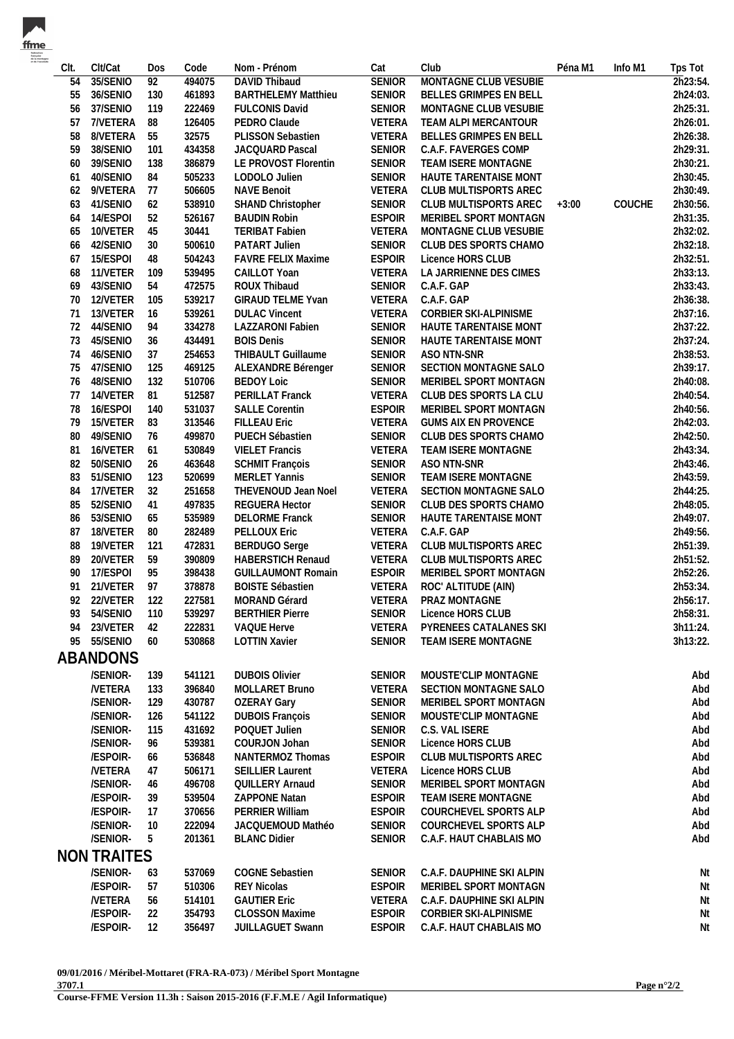| Clt. | Clt/Cat | Dos | Code | Nom - Prénom | Cat | Club | Péna M1 | Info M1 | Tps Tot |
|---|---|---|---|---|---|---|---|---|---|
| 54 | 35/SENIO | 92 | 494075 | DAVID Thibaud | SENIOR | MONTAGNE CLUB VESUBIE | | | 2h23:54. |
| 55 | 36/SENIO | 130 | 461893 | BARTHELEMY Matthieu | SENIOR | BELLES GRIMPES EN BELL | | | 2h24:03. |
| 56 | 37/SENIO | 119 | 222469 | FULCONIS David | SENIOR | MONTAGNE CLUB VESUBIE | | | 2h25:31. |
| 57 | 7/VETERA | 88 | 126405 | PEDRO Claude | VETERA | TEAM ALPI MERCANTOUR | | | 2h26:01. |
| 58 | 8/VETERA | 55 | 32575 | PLISSON Sebastien | VETERA | BELLES GRIMPES EN BELL | | | 2h26:38. |
| 59 | 38/SENIO | 101 | 434358 | JACQUARD Pascal | SENIOR | C.A.F. FAVERGES COMP | | | 2h29:31. |
| 60 | 39/SENIO | 138 | 386879 | LE PROVOST Florentin | SENIOR | TEAM ISERE MONTAGNE | | | 2h30:21. |
| 61 | 40/SENIO | 84 | 505233 | LODOLO Julien | SENIOR | HAUTE TARENTAISE MONT | | | 2h30:45. |
| 62 | 9/VETERA | 77 | 506605 | NAVE Benoit | VETERA | CLUB MULTISPORTS AREC | | | 2h30:49. |
| 63 | 41/SENIO | 62 | 538910 | SHAND Christopher | SENIOR | CLUB MULTISPORTS AREC | +3:00 | COUCHE | 2h30:56. |
| 64 | 14/ESPOI | 52 | 526167 | BAUDIN Robin | ESPOIR | MERIBEL SPORT MONTAGN | | | 2h31:35. |
| 65 | 10/VETER | 45 | 30441 | TERIBAT Fabien | VETERA | MONTAGNE CLUB VESUBIE | | | 2h32:02. |
| 66 | 42/SENIO | 30 | 500610 | PATART Julien | SENIOR | CLUB DES SPORTS CHAMO | | | 2h32:18. |
| 67 | 15/ESPOI | 48 | 504243 | FAVRE FELIX Maxime | ESPOIR | Licence HORS CLUB | | | 2h32:51. |
| 68 | 11/VETER | 109 | 539495 | CAILLOT Yoan | VETERA | LA JARRIENNE DES CIMES | | | 2h33:13. |
| 69 | 43/SENIO | 54 | 472575 | ROUX Thibaud | SENIOR | C.A.F. GAP | | | 2h33:43. |
| 70 | 12/VETER | 105 | 539217 | GIRAUD TELME Yvan | VETERA | C.A.F. GAP | | | 2h36:38. |
| 71 | 13/VETER | 16 | 539261 | DULAC Vincent | VETERA | CORBIER SKI-ALPINISME | | | 2h37:16. |
| 72 | 44/SENIO | 94 | 334278 | LAZZARONI Fabien | SENIOR | HAUTE TARENTAISE MONT | | | 2h37:22. |
| 73 | 45/SENIO | 36 | 434491 | BOIS Denis | SENIOR | HAUTE TARENTAISE MONT | | | 2h37:24. |
| 74 | 46/SENIO | 37 | 254653 | THIBAULT Guillaume | SENIOR | ASO NTN-SNR | | | 2h38:53. |
| 75 | 47/SENIO | 125 | 469125 | ALEXANDRE Bérenger | SENIOR | SECTION MONTAGNE SALO | | | 2h39:17. |
| 76 | 48/SENIO | 132 | 510706 | BEDOY Loic | SENIOR | MERIBEL SPORT MONTAGN | | | 2h40:08. |
| 77 | 14/VETER | 81 | 512587 | PERILLAT Franck | VETERA | CLUB DES SPORTS LA CLU | | | 2h40:54. |
| 78 | 16/ESPOI | 140 | 531037 | SALLE Corentin | ESPOIR | MERIBEL SPORT MONTAGN | | | 2h40:56. |
| 79 | 15/VETER | 83 | 313546 | FILLEAU Eric | VETERA | GUMS AIX EN PROVENCE | | | 2h42:03. |
| 80 | 49/SENIO | 76 | 499870 | PUECH Sébastien | SENIOR | CLUB DES SPORTS CHAMO | | | 2h42:50. |
| 81 | 16/VETER | 61 | 530849 | VIELET Francis | VETERA | TEAM ISERE MONTAGNE | | | 2h43:34. |
| 82 | 50/SENIO | 26 | 463648 | SCHMIT François | SENIOR | ASO NTN-SNR | | | 2h43:46. |
| 83 | 51/SENIO | 123 | 520699 | MERLET Yannis | SENIOR | TEAM ISERE MONTAGNE | | | 2h43:59. |
| 84 | 17/VETER | 32 | 251658 | THEVENOUD Jean Noel | VETERA | SECTION MONTAGNE SALO | | | 2h44:25. |
| 85 | 52/SENIO | 41 | 497835 | REGUERA Hector | SENIOR | CLUB DES SPORTS CHAMO | | | 2h48:05. |
| 86 | 53/SENIO | 65 | 535989 | DELORME Franck | SENIOR | HAUTE TARENTAISE MONT | | | 2h49:07. |
| 87 | 18/VETER | 80 | 282489 | PELLOUX Eric | VETERA | C.A.F. GAP | | | 2h49:56. |
| 88 | 19/VETER | 121 | 472831 | BERDUGO Serge | VETERA | CLUB MULTISPORTS AREC | | | 2h51:39. |
| 89 | 20/VETER | 59 | 390809 | HABERSTICH Renaud | VETERA | CLUB MULTISPORTS AREC | | | 2h51:52. |
| 90 | 17/ESPOI | 95 | 398438 | GUILLAUMONT Romain | ESPOIR | MERIBEL SPORT MONTAGN | | | 2h52:26. |
| 91 | 21/VETER | 97 | 378878 | BOISTE Sébastien | VETERA | ROC' ALTITUDE (AIN) | | | 2h53:34. |
| 92 | 22/VETER | 122 | 227581 | MORAND Gérard | VETERA | PRAZ MONTAGNE | | | 2h56:17. |
| 93 | 54/SENIO | 110 | 539297 | BERTHIER Pierre | SENIOR | Licence HORS CLUB | | | 2h58:31. |
| 94 | 23/VETER | 42 | 222831 | VAQUE Herve | VETERA | PYRENEES CATALANES SKI | | | 3h11:24. |
| 95 | 55/SENIO | 60 | 530868 | LOTTIN Xavier | SENIOR | TEAM ISERE MONTAGNE | | | 3h13:22. |

## ABANDONS

| Clt. | Clt/Cat | Dos | Code | Nom - Prénom | Cat | Club | Péna M1 | Info M1 | Tps Tot |
|---|---|---|---|---|---|---|---|---|---|
| | /SENIOR- | 139 | 541121 | DUBOIS Olivier | SENIOR | MOUSTE'CLIP MONTAGNE | | | Abd |
| | /VETERA | 133 | 396840 | MOLLARET Bruno | VETERA | SECTION MONTAGNE SALO | | | Abd |
| | /SENIOR- | 129 | 430787 | OZERAY Gary | SENIOR | MERIBEL SPORT MONTAGN | | | Abd |
| | /SENIOR- | 126 | 541122 | DUBOIS François | SENIOR | MOUSTE'CLIP MONTAGNE | | | Abd |
| | /SENIOR- | 115 | 431692 | POQUET Julien | SENIOR | C.S. VAL ISERE | | | Abd |
| | /SENIOR- | 96 | 539381 | COURJON Johan | SENIOR | Licence HORS CLUB | | | Abd |
| | /ESPOIR- | 66 | 536848 | NANTERMOZ Thomas | ESPOIR | CLUB MULTISPORTS AREC | | | Abd |
| | /VETERA | 47 | 506171 | SEILLIER Laurent | VETERA | Licence HORS CLUB | | | Abd |
| | /SENIOR- | 46 | 496708 | QUILLERY Arnaud | SENIOR | MERIBEL SPORT MONTAGN | | | Abd |
| | /ESPOIR- | 39 | 539504 | ZAPPONE Natan | ESPOIR | TEAM ISERE MONTAGNE | | | Abd |
| | /ESPOIR- | 17 | 370656 | PERRIER William | ESPOIR | COURCHEVEL SPORTS ALP | | | Abd |
| | /SENIOR- | 10 | 222094 | JACQUEMOUD Mathéo | SENIOR | COURCHEVEL SPORTS ALP | | | Abd |
| | /SENIOR- | 5 | 201361 | BLANC Didier | SENIOR | C.A.F. HAUT CHABLAIS MO | | | Abd |

## NON TRAITES

| Clt. | Clt/Cat | Dos | Code | Nom - Prénom | Cat | Club | Péna M1 | Info M1 | Tps Tot |
|---|---|---|---|---|---|---|---|---|---|
| | /SENIOR- | 63 | 537069 | COGNE Sebastien | SENIOR | C.A.F. DAUPHINE SKI ALPIN | | | Nt |
| | /ESPOIR- | 57 | 510306 | REY Nicolas | ESPOIR | MERIBEL SPORT MONTAGN | | | Nt |
| | /VETERA | 56 | 514101 | GAUTIER Eric | VETERA | C.A.F. DAUPHINE SKI ALPIN | | | Nt |
| | /ESPOIR- | 22 | 354793 | CLOSSON Maxime | ESPOIR | CORBIER SKI-ALPINISME | | | Nt |
| | /ESPOIR- | 12 | 356497 | JUILLAGUET Swann | ESPOIR | C.A.F. HAUT CHABLAIS MO | | | Nt |

**09/01/2016 / Méribel-Mottaret (FRA-RA-073) / Méribel Sport Montagne**

**3707.1**

**Course-FFME Version 11.3h : Saison 2015-2016 (F.F.M.E / Agil Informatique)**